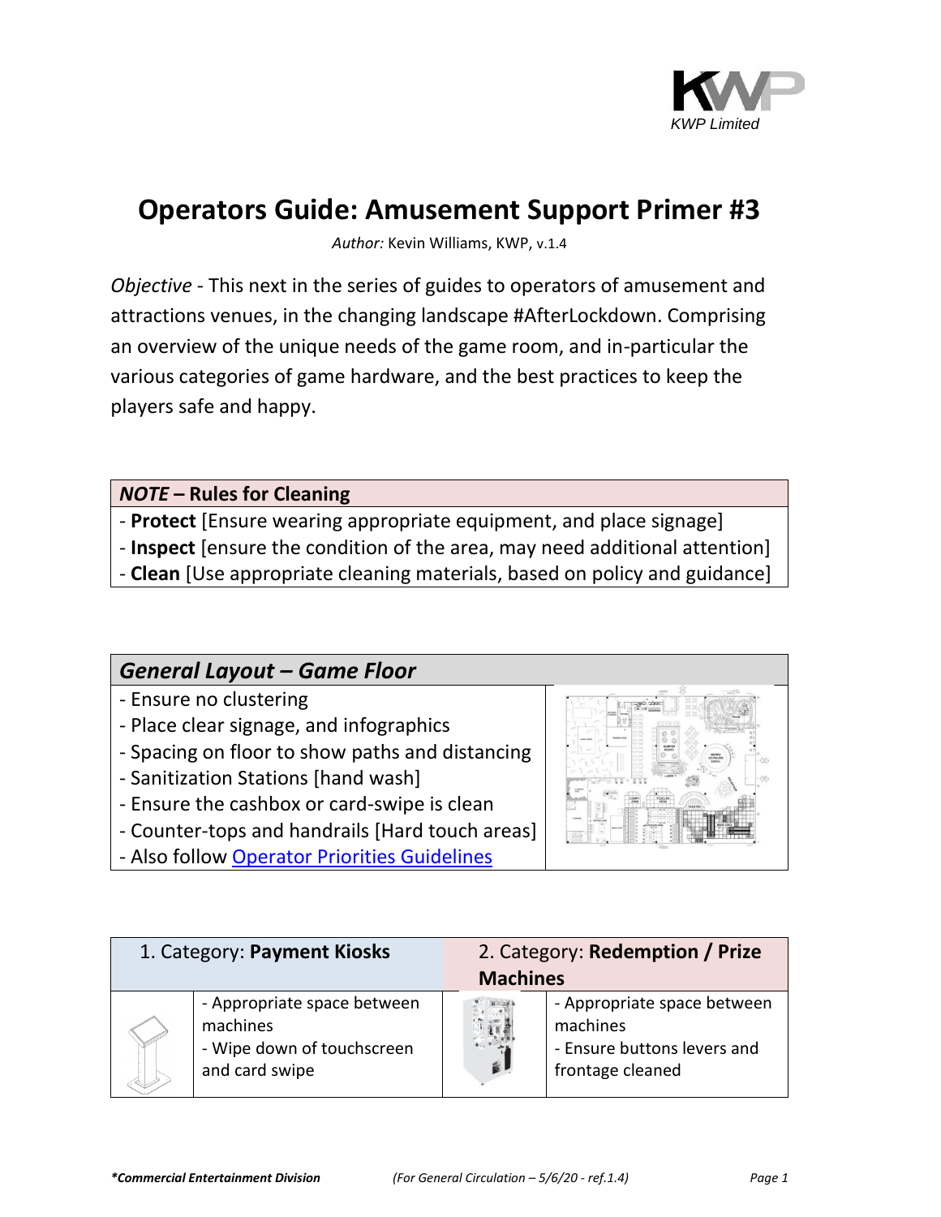KWP Limited

# Operators Guide: Amusement Support Primer #3

*Author:* Kevin Williams, KWP, v.1.4

*Objective* - This next in the series of guides to operators of amusement and attractions venues, in the changing landscape #AfterLockdown. Comprising an overview of the unique needs of the game room, and in-particular the various categories of game hardware, and the best practices to keep the players safe and happy.

| ***NOTE* – Rules for Cleaning** |
|---|
| - **Protect** [Ensure wearing appropriate equipment, and place signage] |
| - **Inspect** [ensure the condition of the area, may need additional attention] |
| - **Clean** [Use appropriate cleaning materials, based on policy and guidance] |

| ***General Layout – Game Floor*** |
|---|
| - Ensure no clustering |
| - Place clear signage, and infographics |
| - Spacing on floor to show paths and distancing |
| - Sanitization Stations [hand wash] |
| - Ensure the cashbox or card-swipe is clean |
| - Counter-tops and handrails [Hard touch areas] |
| - Also follow [Operator Priorities Guidelines]() |

| 1. Category: **Payment Kiosks** | | 2. Category: **Redemption / Prize Machines** | |
|---|---|---|---|
| | - Appropriate space between machines<br>- Wipe down of touchscreen and card swipe | | - Appropriate space between machines<br>- Ensure buttons levers and frontage cleaned |

***Commercial Entertainment Division*** *(For General Circulation – 5/6/20 - ref.1.4)*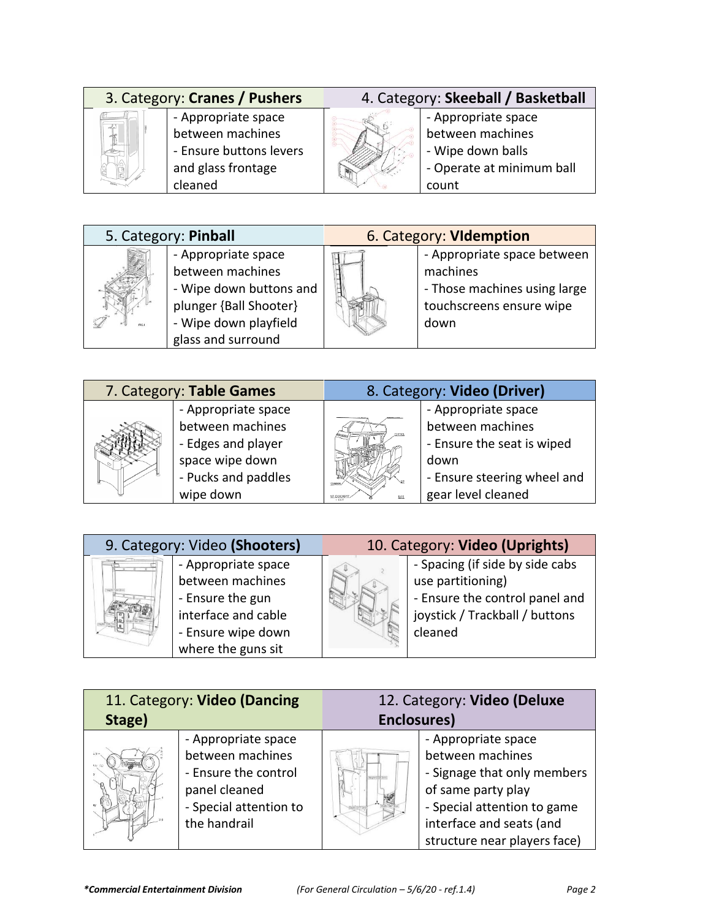| 3. Category: **Cranes / Pushers** | |
|---|---|
| | - Appropriate space between machines<br>- Ensure buttons levers and glass frontage cleaned |

| 4. Category: **Skeeball / Basketball** | |
|---|---|
| | - Appropriate space between machines<br>- Wipe down balls<br>- Operate at minimum ball count |

| 5. Category: **Pinball** | |
|---|---|
| | - Appropriate space between machines<br>- Wipe down buttons and plunger {Ball Shooter}<br>- Wipe down playfield glass and surround |

| 6. Category: **VIdemption** | |
|---|---|
| | - Appropriate space between machines<br>- Those machines using large touchscreens ensure wipe down |

| 7. Category: **Table Games** | |
|---|---|
| | - Appropriate space between machines<br>- Edges and player space wipe down<br>- Pucks and paddles wipe down |

| 8. Category: **Video (Driver)** | |
|---|---|
| | - Appropriate space between machines<br>- Ensure the seat is wiped down<br>- Ensure steering wheel and gear level cleaned |

| 9. Category: Video **(Shooters)** | |
|---|---|
| | - Appropriate space between machines<br>- Ensure the gun interface and cable<br>- Ensure wipe down where the guns sit |

| 10. Category: **Video (Uprights)** | |
|---|---|
| | - Spacing (if side by side cabs use partitioning)<br>- Ensure the control panel and joystick / Trackball / buttons cleaned |

| 11. Category: **Video (Dancing Stage)** | |
|---|---|
| | - Appropriate space between machines<br>- Ensure the control panel cleaned<br>- Special attention to the handrail |

| 12. Category: **Video (Deluxe Enclosures)** | |
|---|---|
| | - Appropriate space between machines<br>- Signage that only members of same party play<br>- Special attention to game interface and seats (and structure near players face) |

***Commercial Entertainment Division** *(For General Circulation – 5/6/20 - ref.1.4)*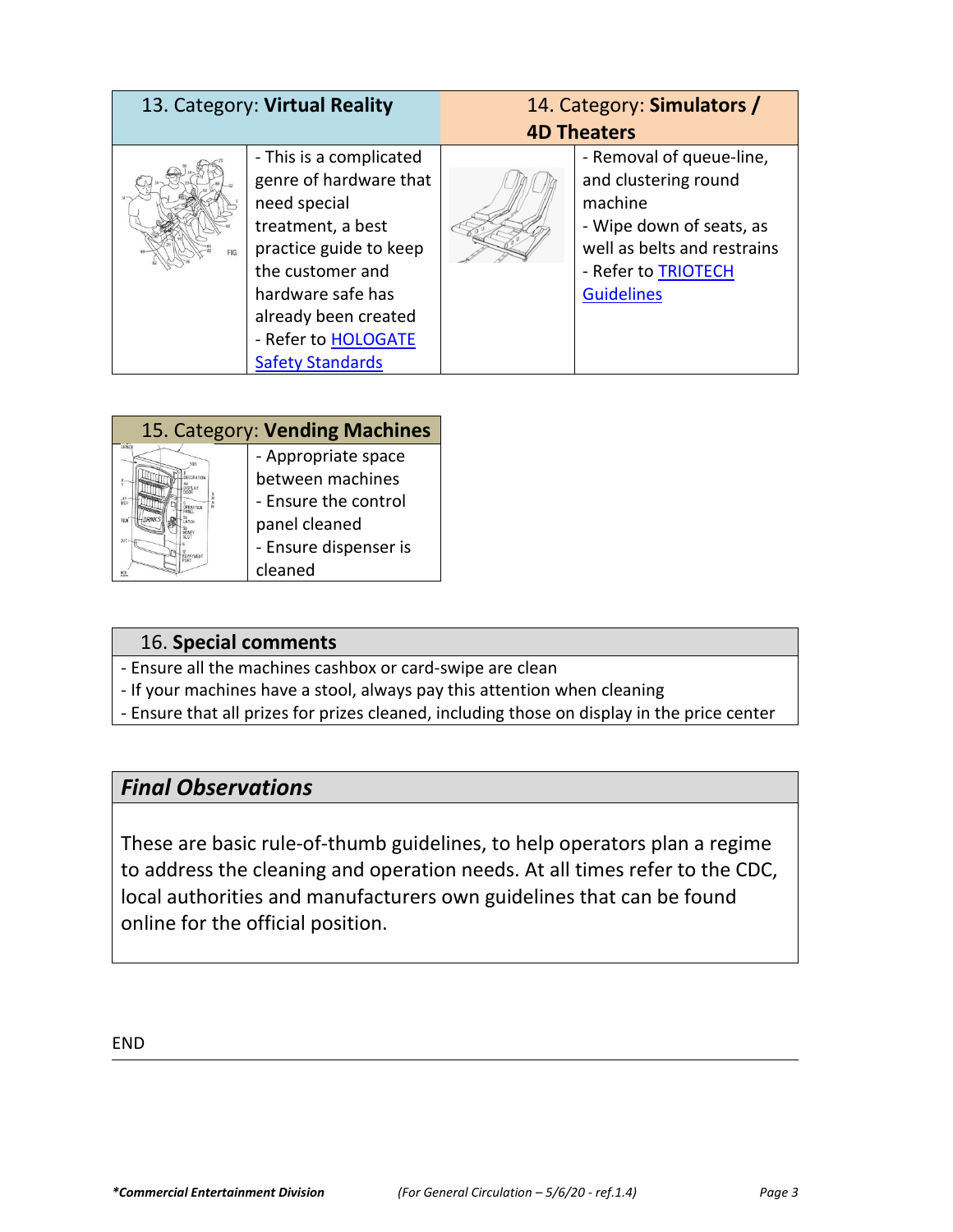| 13. Category: **Virtual Reality** | | 14. Category: **Simulators / 4D Theaters** | |
|---|---|---|---|
| | - This is a complicated genre of hardware that need special treatment, a best practice guide to keep the customer and hardware safe has already been created<br>- Refer to HOLOGATE Safety Standards | | - Removal of queue-line, and clustering round machine<br>- Wipe down of seats, as well as belts and restrains<br>- Refer to TRIOTECH Guidelines |

| 15. Category: **Vending Machines** | |
|---|---|
| | - Appropriate space between machines<br>- Ensure the control panel cleaned<br>- Ensure dispenser is cleaned |

## 16. **Special comments**

- Ensure all the machines cashbox or card-swipe are clean
- If your machines have a stool, always pay this attention when cleaning
- Ensure that all prizes for prizes cleaned, including those on display in the price center

## *Final Observations*

These are basic rule-of-thumb guidelines, to help operators plan a regime to address the cleaning and operation needs. At all times refer to the CDC, local authorities and manufacturers own guidelines that can be found online for the official position.

END